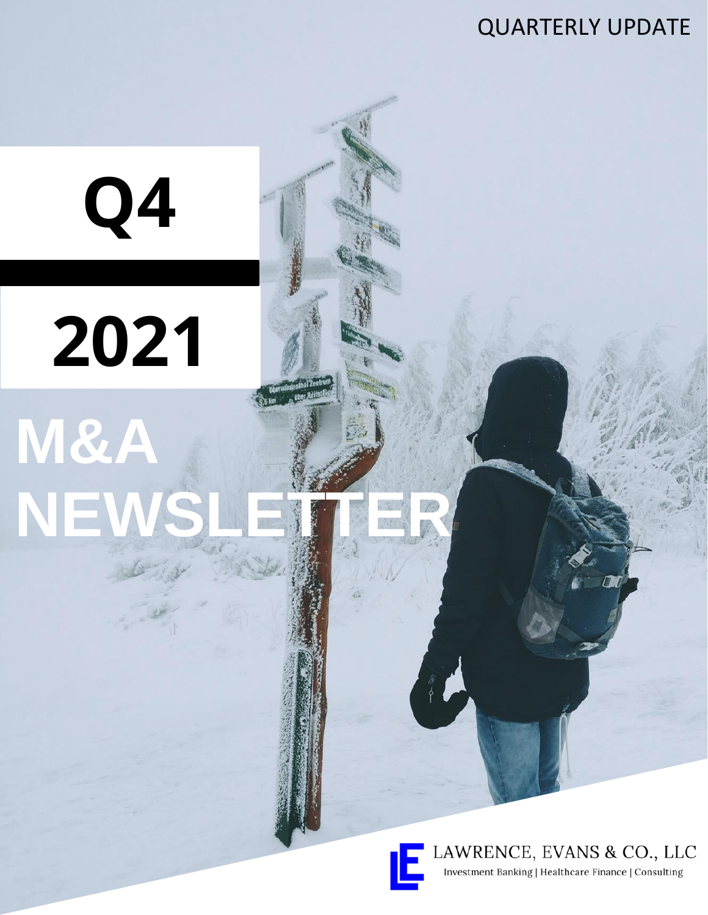QUARTERLY UPDATE

# Q4 2021

# M&A NEWSLETTER

LAWRENCE, EVANS & CO., LLC

Investment Banking | Healthcare Finance | Consulting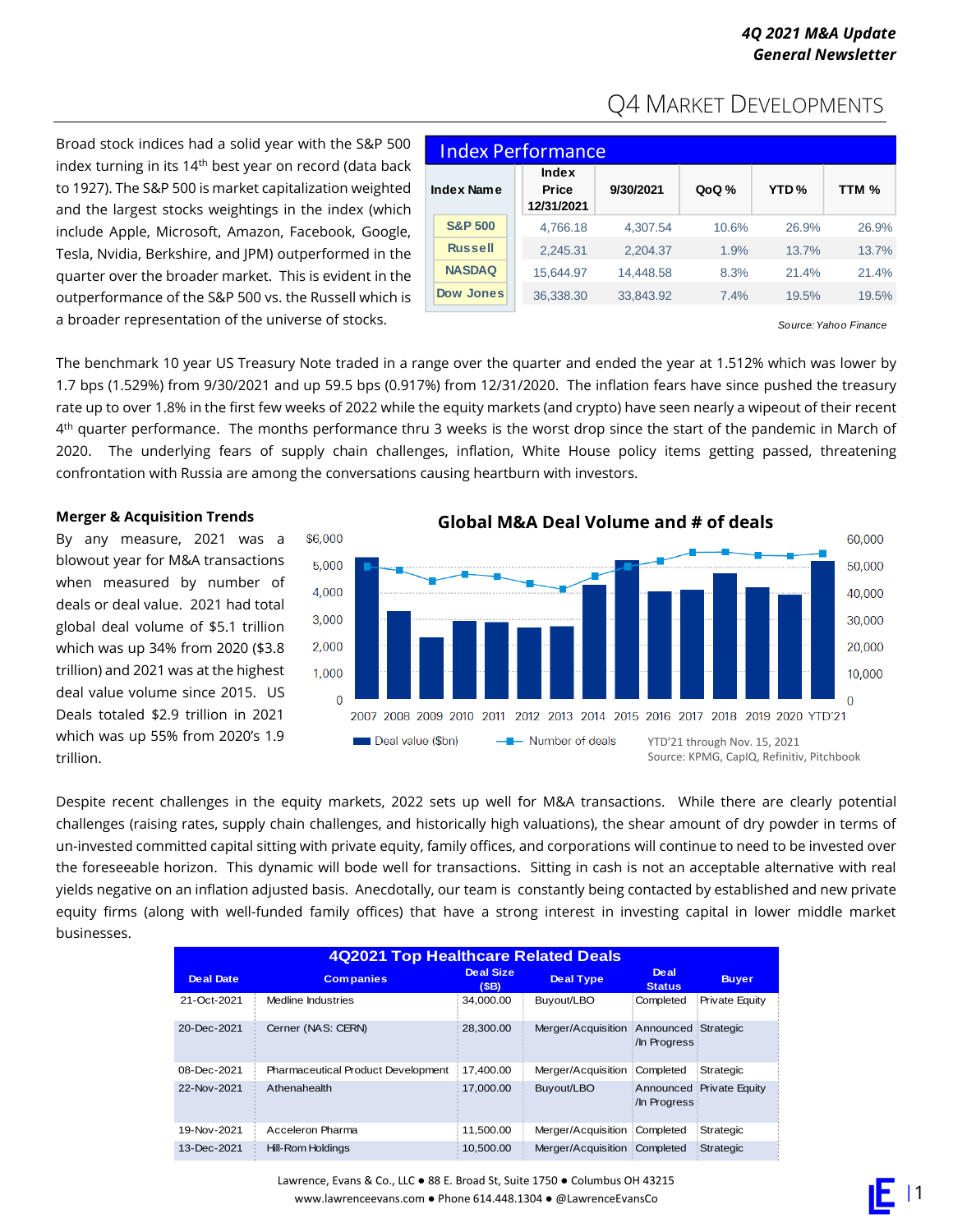# Q4 Market Developments

Broad stock indices had a solid year with the S&P 500 index turning in its 14th best year on record (data back to 1927). The S&P 500 is market capitalization weighted and the largest stocks weightings in the index (which include Apple, Microsoft, Amazon, Facebook, Google, Tesla, Nvidia, Berkshire, and JPM) outperformed in the quarter over the broader market. This is evident in the outperformance of the S&P 500 vs. the Russell which is a broader representation of the universe of stocks.

**Index Performance**

| Index Name | Index Price 12/31/2021 | 9/30/2021 | QoQ % | YTD % | TTM % |
|---|---|---|---|---|---|
| S&P 500 | 4,766.18 | 4,307.54 | 10.6% | 26.9% | 26.9% |
| Russell | 2,245.31 | 2,204.37 | 1.9% | 13.7% | 13.7% |
| NASDAQ | 15,644.97 | 14,448.58 | 8.3% | 21.4% | 21.4% |
| Dow Jones | 36,338.30 | 33,843.92 | 7.4% | 19.5% | 19.5% |

*Source: Yahoo Finance*

The benchmark 10 year US Treasury Note traded in a range over the quarter and ended the year at 1.512% which was lower by 1.7 bps (1.529%) from 9/30/2021 and up 59.5 bps (0.917%) from 12/31/2020. The inflation fears have since pushed the treasury rate up to over 1.8% in the first few weeks of 2022 while the equity markets (and crypto) have seen nearly a wipeout of their recent 4th quarter performance. The months performance thru 3 weeks is the worst drop since the start of the pandemic in March of 2020. The underlying fears of supply chain challenges, inflation, White House policy items getting passed, threatening confrontation with Russia are among the conversations causing heartburn with investors.

**Merger & Acquisition Trends**

By any measure, 2021 was a blowout year for M&A transactions when measured by number of deals or deal value. 2021 had total global deal volume of $5.1 trillion which was up 34% from 2020 ($3.8 trillion) and 2021 was at the highest deal value volume since 2015. US Deals totaled $2.9 trillion in 2021 which was up 55% from 2020's 1.9 trillion.

**Global M&A Deal Volume and # of deals**

YTD'21 through Nov. 15, 2021
Source: KPMG, CapIQ, Refinitiv, Pitchbook

Despite recent challenges in the equity markets, 2022 sets up well for M&A transactions. While there are clearly potential challenges (raising rates, supply chain challenges, and historically high valuations), the shear amount of dry powder in terms of un-invested committed capital sitting with private equity, family offices, and corporations will continue to need to be invested over the foreseeable horizon. This dynamic will bode well for transactions. Sitting in cash is not an acceptable alternative with real yields negative on an inflation adjusted basis. Anecdotally, our team is constantly being contacted by established and new private equity firms (along with well-funded family offices) that have a strong interest in investing capital in lower middle market businesses.

**4Q2021 Top Healthcare Related Deals**

| Deal Date | Companies | Deal Size ($B) | Deal Type | Deal Status | Buyer |
|---|---|---|---|---|---|
| 21-Oct-2021 | Medline Industries | 34,000.00 | Buyout/LBO | Completed | Private Equity |
| 20-Dec-2021 | Cerner (NAS: CERN) | 28,300.00 | Merger/Acquisition | Announced /In Progress | Strategic |
| 08-Dec-2021 | Pharmaceutical Product Development | 17,400.00 | Merger/Acquisition | Completed | Strategic |
| 22-Nov-2021 | Athenahealth | 17,000.00 | Buyout/LBO | Announced /In Progress | Private Equity |
| 19-Nov-2021 | Acceleron Pharma | 11,500.00 | Merger/Acquisition | Completed | Strategic |
| 13-Dec-2021 | Hill-Rom Holdings | 10,500.00 | Merger/Acquisition | Completed | Strategic |

Lawrence, Evans & Co., LLC ● 88 E. Broad St, Suite 1750 ● Columbus OH 43215
www.lawrenceevans.com ● Phone 614.448.1304 ● @LawrenceEvansCo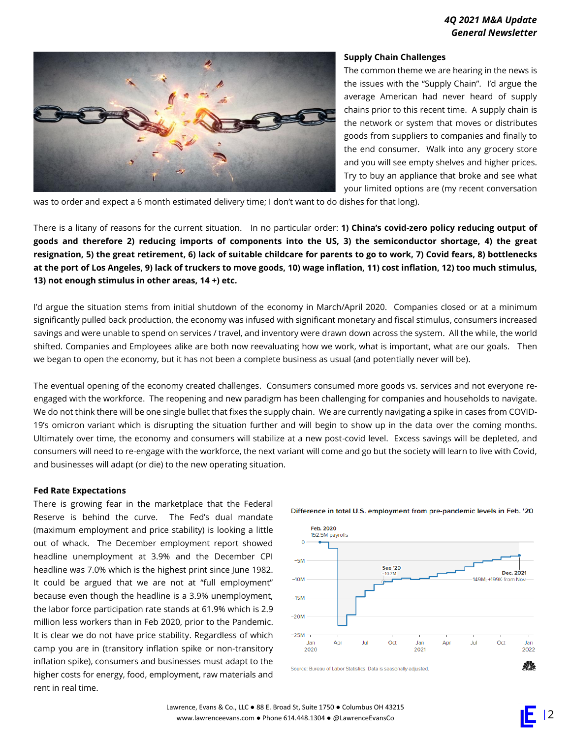## Supply Chain Challenges

The common theme we are hearing in the news is the issues with the "Supply Chain". I'd argue the average American had never heard of supply chains prior to this recent time. A supply chain is the network or system that moves or distributes goods from suppliers to companies and finally to the end consumer. Walk into any grocery store and you will see empty shelves and higher prices. Try to buy an appliance that broke and see what your limited options are (my recent conversation was to order and expect a 6 month estimated delivery time; I don't want to do dishes for that long).

There is a litany of reasons for the current situation. In no particular order: **1) China's covid-zero policy reducing output of goods and therefore 2) reducing imports of components into the US, 3) the semiconductor shortage, 4) the great resignation, 5) the great retirement, 6) lack of suitable childcare for parents to go to work, 7) Covid fears, 8) bottlenecks at the port of Los Angeles, 9) lack of truckers to move goods, 10) wage inflation, 11) cost inflation, 12) too much stimulus, 13) not enough stimulus in other areas, 14 +) etc.**

I'd argue the situation stems from initial shutdown of the economy in March/April 2020. Companies closed or at a minimum significantly pulled back production, the economy was infused with significant monetary and fiscal stimulus, consumers increased savings and were unable to spend on services / travel, and inventory were drawn down across the system. All the while, the world shifted. Companies and Employees alike are both now reevaluating how we work, what is important, what are our goals. Then we began to open the economy, but it has not been a complete business as usual (and potentially never will be).

The eventual opening of the economy created challenges. Consumers consumed more goods vs. services and not everyone re-engaged with the workforce. The reopening and new paradigm has been challenging for companies and households to navigate. We do not think there will be one single bullet that fixes the supply chain. We are currently navigating a spike in cases from COVID-19's omicron variant which is disrupting the situation further and will begin to show up in the data over the coming months. Ultimately over time, the economy and consumers will stabilize at a new post-covid level. Excess savings will be depleted, and consumers will need to re-engage with the workforce, the next variant will come and go but the society will learn to live with Covid, and businesses will adapt (or die) to the new operating situation.

## Fed Rate Expectations

There is growing fear in the marketplace that the Federal Reserve is behind the curve. The Fed's dual mandate (maximum employment and price stability) is looking a little out of whack. The December employment report showed headline unemployment at 3.9% and the December CPI headline was 7.0% which is the highest print since June 1982. It could be argued that we are not at "full employment" because even though the headline is a 3.9% unemployment, the labor force participation rate stands at 61.9% which is 2.9 million less workers than in Feb 2020, prior to the Pandemic. It is clear we do not have price stability. Regardless of which camp you are in (transitory inflation spike or non-transitory inflation spike), consumers and businesses must adapt to the higher costs for energy, food, employment, raw materials and rent in real time.

Difference in total U.S. employment from pre-pandemic levels in Feb. '20

Source: Bureau of Labor Statistics. Data is seasonally adjusted.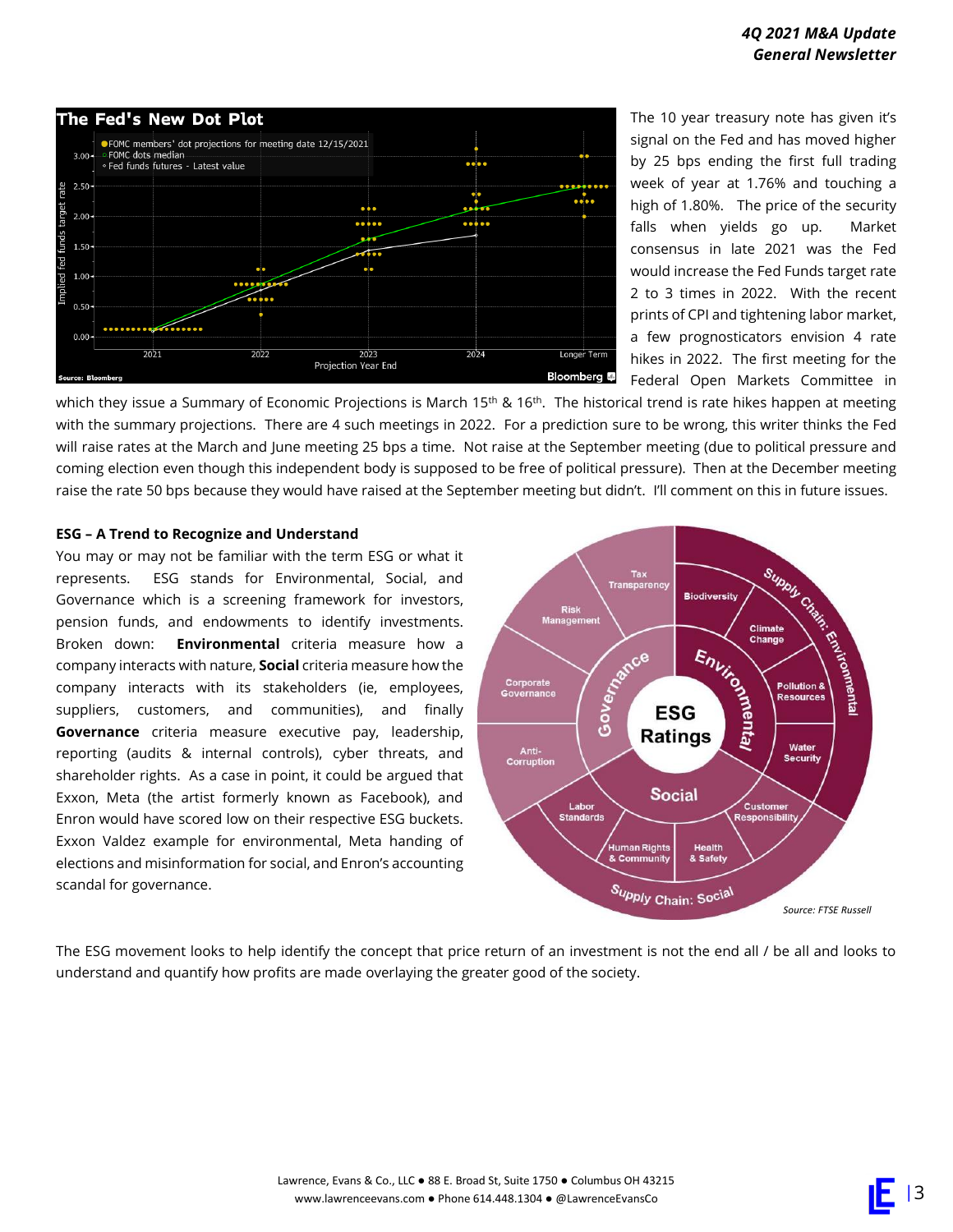The 10 year treasury note has given it's signal on the Fed and has moved higher by 25 bps ending the first full trading week of year at 1.76% and touching a high of 1.80%. The price of the security falls when yields go up. Market consensus in late 2021 was the Fed would increase the Fed Funds target rate 2 to 3 times in 2022. With the recent prints of CPI and tightening labor market, a few prognosticators envision 4 rate hikes in 2022. The first meeting for the Federal Open Markets Committee in which they issue a Summary of Economic Projections is March 15th & 16th. The historical trend is rate hikes happen at meeting with the summary projections. There are 4 such meetings in 2022. For a prediction sure to be wrong, this writer thinks the Fed will raise rates at the March and June meeting 25 bps a time. Not raise at the September meeting (due to political pressure and coming election even though this independent body is supposed to be free of political pressure). Then at the December meeting raise the rate 50 bps because they would have raised at the September meeting but didn't. I'll comment on this in future issues.

**ESG – A Trend to Recognize and Understand**

You may or may not be familiar with the term ESG or what it represents. ESG stands for Environmental, Social, and Governance which is a screening framework for investors, pension funds, and endowments to identify investments. Broken down: **Environmental** criteria measure how a company interacts with nature, **Social** criteria measure how the company interacts with its stakeholders (ie, employees, suppliers, customers, and communities), and finally **Governance** criteria measure executive pay, leadership, reporting (audits & internal controls), cyber threats, and shareholder rights. As a case in point, it could be argued that Exxon, Meta (the artist formerly known as Facebook), and Enron would have scored low on their respective ESG buckets. Exxon Valdez example for environmental, Meta handing of elections and misinformation for social, and Enron's accounting scandal for governance.

*Source: FTSE Russell*

The ESG movement looks to help identify the concept that price return of an investment is not the end all / be all and looks to understand and quantify how profits are made overlaying the greater good of the society.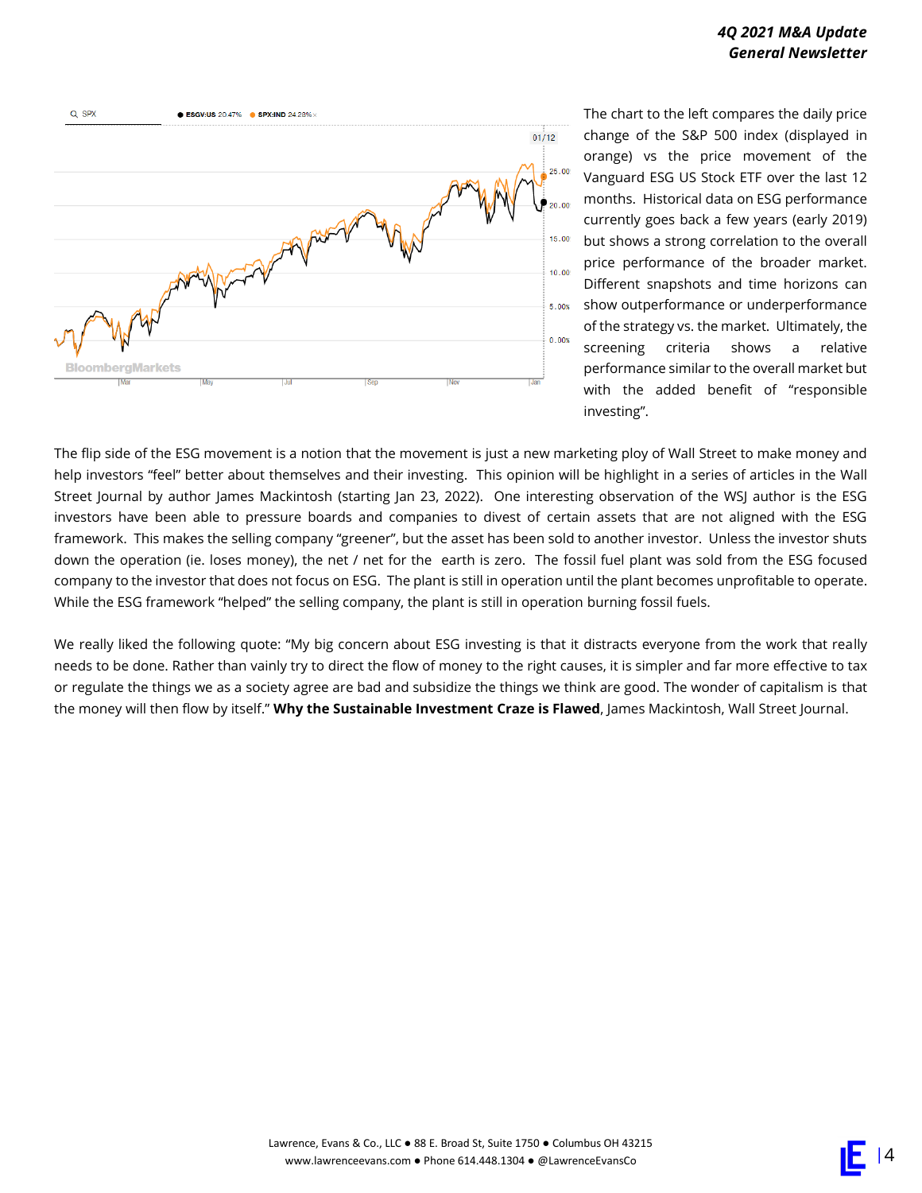The chart to the left compares the daily price change of the S&P 500 index (displayed in orange) vs the price movement of the Vanguard ESG US Stock ETF over the last 12 months. Historical data on ESG performance currently goes back a few years (early 2019) but shows a strong correlation to the overall price performance of the broader market. Different snapshots and time horizons can show outperformance or underperformance of the strategy vs. the market. Ultimately, the screening criteria shows a relative performance similar to the overall market but with the added benefit of "responsible investing".

The flip side of the ESG movement is a notion that the movement is just a new marketing ploy of Wall Street to make money and help investors "feel" better about themselves and their investing. This opinion will be highlight in a series of articles in the Wall Street Journal by author James Mackintosh (starting Jan 23, 2022). One interesting observation of the WSJ author is the ESG investors have been able to pressure boards and companies to divest of certain assets that are not aligned with the ESG framework. This makes the selling company "greener", but the asset has been sold to another investor. Unless the investor shuts down the operation (ie. loses money), the net / net for the earth is zero. The fossil fuel plant was sold from the ESG focused company to the investor that does not focus on ESG. The plant is still in operation until the plant becomes unprofitable to operate. While the ESG framework "helped" the selling company, the plant is still in operation burning fossil fuels.

We really liked the following quote: "My big concern about ESG investing is that it distracts everyone from the work that really needs to be done. Rather than vainly try to direct the flow of money to the right causes, it is simpler and far more effective to tax or regulate the things we as a society agree are bad and subsidize the things we think are good. The wonder of capitalism is that the money will then flow by itself." **Why the Sustainable Investment Craze is Flawed**, James Mackintosh, Wall Street Journal.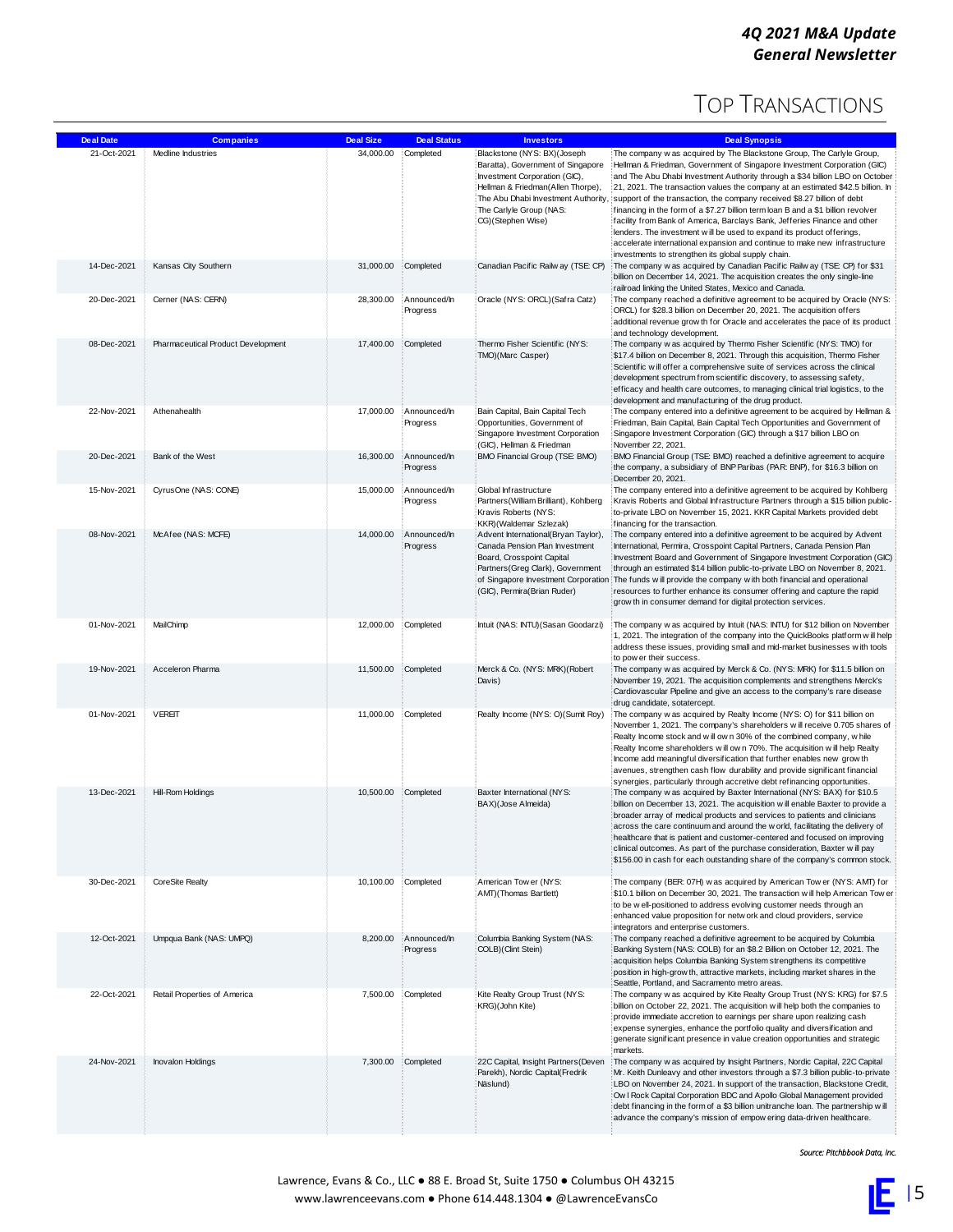# Top Transactions

| Deal Date | Companies | Deal Size | Deal Status | Investors | Deal Synopsis |
|---|---|---|---|---|---|
| 21-Oct-2021 | Medline Industries | 34,000.00 | Completed | Blackstone (NYS: BX)(Joseph Baratta), Government of Singapore Investment Corporation (GIC), Hellman & Friedman(Allen Thorpe), The Abu Dhabi Investment Authority, The Carlyle Group (NAS: CG)(Stephen Wise) | The company was acquired by The Blackstone Group, The Carlyle Group, Hellman & Friedman, Government of Singapore Investment Corporation (GIC) and The Abu Dhabi Investment Authority through a $34 billion LBO on October 21, 2021. The transaction values the company at an estimated $42.5 billion. In support of the transaction, the company received $8.27 billion of debt financing in the form of a $7.27 billion term loan B and a $1 billion revolver facility from Bank of America, Barclays Bank, Jefferies Finance and other lenders. The investment will be used to expand its product offerings, accelerate international expansion and continue to make new infrastructure investments to strengthen its global supply chain. |
| 14-Dec-2021 | Kansas City Southern | 31,000.00 | Completed | Canadian Pacific Railway (TSE: CP) | The company was acquired by Canadian Pacific Railway (TSE: CP) for $31 billion on December 14, 2021. The acquisition creates the only single-line railroad linking the United States, Mexico and Canada. |
| 20-Dec-2021 | Cerner (NAS: CERN) | 28,300.00 | Announced/In Progress | Oracle (NYS: ORCL)(Safra Catz) | The company reached a definitive agreement to be acquired by Oracle (NYS: ORCL) for $28.3 billion on December 20, 2021. The acquisition offers additional revenue growth for Oracle and accelerates the pace of its product and technology development. |
| 08-Dec-2021 | Pharmaceutical Product Development | 17,400.00 | Completed | Thermo Fisher Scientific (NYS: TMO)(Marc Casper) | The company was acquired by Thermo Fisher Scientific (NYS: TMO) for $17.4 billion on December 8, 2021. Through this acquisition, Thermo Fisher Scientific will offer a comprehensive suite of services across the clinical development spectrum from scientific discovery, to assessing safety, efficacy and health care outcomes, to managing clinical trial logistics, to the development and manufacturing of the drug product. |
| 22-Nov-2021 | Athenahealth | 17,000.00 | Announced/In Progress | Bain Capital, Bain Capital Tech Opportunities, Government of Singapore Investment Corporation (GIC), Hellman & Friedman | The company entered into a definitive agreement to be acquired by Hellman & Friedman, Bain Capital, Bain Capital Tech Opportunities and Government of Singapore Investment Corporation (GIC) through a $17 billion LBO on November 22, 2021. |
| 20-Dec-2021 | Bank of the West | 16,300.00 | Announced/In Progress | BMO Financial Group (TSE: BMO) | BMO Financial Group (TSE: BMO) reached a definitive agreement to acquire the company, a subsidiary of BNP Paribas (PAR: BNP), for $16.3 billion on December 20, 2021. |
| 15-Nov-2021 | CyrusOne (NAS: CONE) | 15,000.00 | Announced/In Progress | Global Infrastructure Partners(William Brilliant), Kohlberg Kravis Roberts (NYS: KKR)(Waldemar Szlezak) | The company entered into a definitive agreement to be acquired by Kohlberg Kravis Roberts and Global Infrastructure Partners through a $15 billion public-to-private LBO on November 15, 2021. KKR Capital Markets provided debt financing for the transaction. |
| 08-Nov-2021 | McAfee (NAS: MCFE) | 14,000.00 | Announced/In Progress | Advent International(Bryan Taylor), Canada Pension Plan Investment Board, Crosspoint Capital Partners(Greg Clark), Government of Singapore Investment Corporation (GIC), Permira(Brian Ruder) | The company entered into a definitive agreement to be acquired by Advent International, Permira, Crosspoint Capital Partners, Canada Pension Plan Investment Board and Government of Singapore Investment Corporation (GIC) through an estimated $14 billion public-to-private LBO on November 8, 2021. The funds will provide the company with both financial and operational resources to further enhance its consumer offering and capture the rapid growth in consumer demand for digital protection services. |
| 01-Nov-2021 | MailChimp | 12,000.00 | Completed | Intuit (NAS: INTU)(Sasan Goodarzi) | The company was acquired by Intuit (NAS: INTU) for $12 billion on November 1, 2021. The integration of the company into the QuickBooks platform will help address these issues, providing small and mid-market businesses with tools to power their success. |
| 19-Nov-2021 | Acceleron Pharma | 11,500.00 | Completed | Merck & Co. (NYS: MRK)(Robert Davis) | The company was acquired by Merck & Co. (NYS: MRK) for $11.5 billion on November 19, 2021. The acquisition complements and strengthens Merck's Cardiovascular Pipeline and give an access to the company's rare disease drug candidate, sotatercept. |
| 01-Nov-2021 | VEREIT | 11,000.00 | Completed | Realty Income (NYS: O)(Sumit Roy) | The company was acquired by Realty Income (NYS: O) for $11 billion on November 1, 2021. The company's shareholders will receive 0.705 shares of Realty Income stock and will own 30% of the combined company, while Realty Income shareholders will own 70%. The acquisition will help Realty Income add meaningful diversification that further enables new growth avenues, strengthen cash flow durability and provide significant financial synergies, particularly through accretive debt refinancing opportunities. |
| 13-Dec-2021 | Hill-Rom Holdings | 10,500.00 | Completed | Baxter International (NYS: BAX)(Jose Almeida) | The company was acquired by Baxter International (NYS: BAX) for $10.5 billion on December 13, 2021. The acquisition will enable Baxter to provide a broader array of medical products and services to patients and clinicians across the care continuum and around the world, facilitating the delivery of healthcare that is patient and customer-centered and focused on improving clinical outcomes. As part of the purchase consideration, Baxter will pay $156.00 in cash for each outstanding share of the company's common stock. |
| 30-Dec-2021 | CoreSite Realty | 10,100.00 | Completed | American Tower (NYS: AMT)(Thomas Bartlett) | The company (BER: 07H) was acquired by American Tower (NYS: AMT) for $10.1 billion on December 30, 2021. The transaction will help American Tower to be well-positioned to address evolving customer needs through an enhanced value proposition for network and cloud providers, service integrators and enterprise customers. |
| 12-Oct-2021 | Umpqua Bank (NAS: UMPQ) | 8,200.00 | Announced/In Progress | Columbia Banking System (NAS: COLB)(Clint Stein) | The company reached a definitive agreement to be acquired by Columbia Banking System (NAS: COLB) for an $8.2 Billion on October 12, 2021. The acquisition helps Columbia Banking System strengthens its competitive position in high-growth, attractive markets, including market shares in the Seattle, Portland, and Sacramento metro areas. |
| 22-Oct-2021 | Retail Properties of America | 7,500.00 | Completed | Kite Realty Group Trust (NYS: KRG)(John Kite) | The company was acquired by Kite Realty Group Trust (NYS: KRG) for $7.5 billion on October 22, 2021. The acquisition will help both the companies to provide immediate accretion to earnings per share upon realizing cash expense synergies, enhance the portfolio quality and diversification and generate significant presence in value creation opportunities and strategic markets. |
| 24-Nov-2021 | Inovalon Holdings | 7,300.00 | Completed | 22C Capital, Insight Partners(Deven Parekh), Nordic Capital(Fredrik Näslund) | The company was acquired by Insight Partners, Nordic Capital, 22C Capital Mr. Keith Dunleavy and other investors through a $7.3 billion public-to-private LBO on November 24, 2021. In support of the transaction, Blackstone Credit, Owl Rock Capital Corporation BDC and Apollo Global Management provided debt financing in the form of a $3 billion unitranche loan. The partnership will advance the company's mission of empowering data-driven healthcare. |

*Source: Pitchbook Data, Inc.*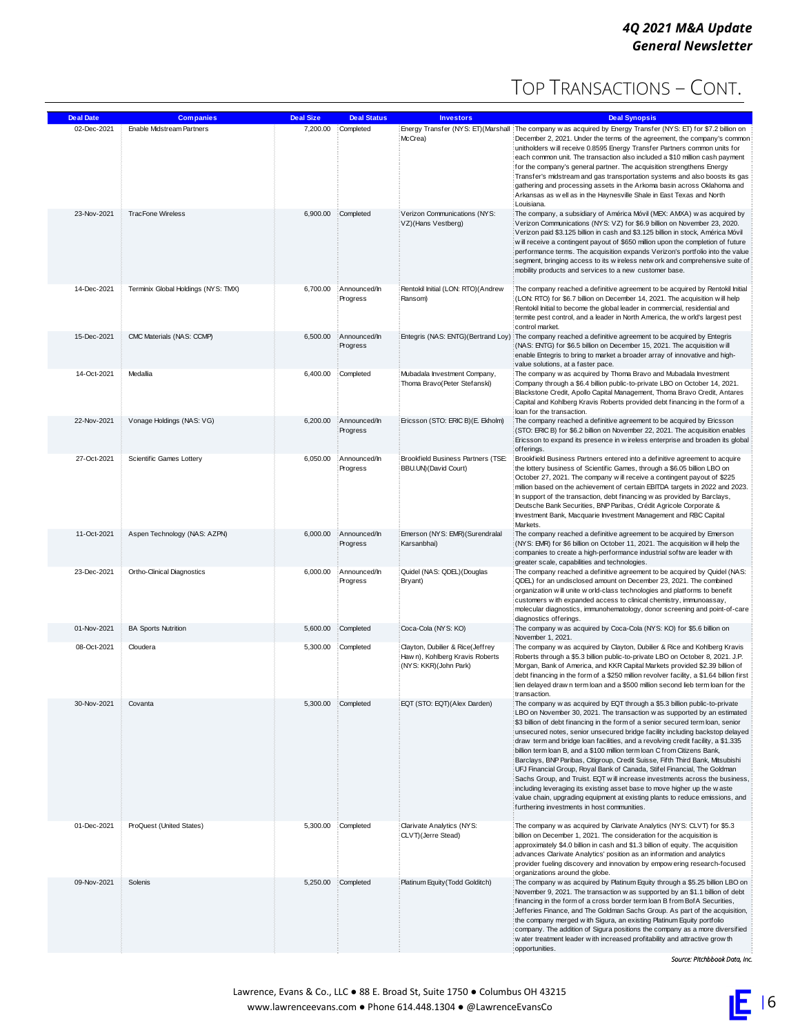# Top Transactions – Cont.

| Deal Date | Companies | Deal Size | Deal Status | Investors | Deal Synopsis |
|---|---|---|---|---|---|
| 02-Dec-2021 | Enable Midstream Partners | 7,200.00 | Completed | Energy Transfer (NYS: ET)(Marshall McCrea) | The company was acquired by Energy Transfer (NYS: ET) for $7.2 billion on December 2, 2021. Under the terms of the agreement, the company's common unitholders will receive 0.8595 Energy Transfer Partners common units for each common unit. The transaction also included a $10 million cash payment for the company's general partner. The acquisition strengthens Energy Transfer's midstream and gas transportation systems and also boosts its gas gathering and processing assets in the Arkoma basin across Oklahoma and Arkansas as well as in the Haynesville Shale in East Texas and North Louisiana. |
| 23-Nov-2021 | TracFone Wireless | 6,900.00 | Completed | Verizon Communications (NYS: VZ)(Hans Vestberg) | The company, a subsidiary of América Móvil (MEX: AMXA) was acquired by Verizon Communications (NYS: VZ) for $6.9 billion on November 23, 2020. Verizon paid $3.125 billion in cash and $3.125 billion in stock, América Móvil will receive a contingent payout of $650 million upon the completion of future performance terms. The acquisition expands Verizon's portfolio into the value segment, bringing access to its wireless network and comprehensive suite of mobility products and services to a new customer base. |
| 14-Dec-2021 | Terminix Global Holdings (NYS: TMX) | 6,700.00 | Announced/In Progress | Rentokil Initial (LON: RTO)(Andrew Ransom) | The company reached a definitive agreement to be acquired by Rentokil Initial (LON: RTO) for $6.7 billion on December 14, 2021. The acquisition will help Rentokil Initial to become the global leader in commercial, residential and termite pest control, and a leader in North America, the world's largest pest control market. |
| 15-Dec-2021 | CMC Materials (NAS: CCMP) | 6,500.00 | Announced/In Progress | Entegris (NAS: ENTG)(Bertrand Loy) | The company reached a definitive agreement to be acquired by Entegris (NAS: ENTG) for $6.5 billion on December 15, 2021. The acquisition will enable Entegris to bring to market a broader array of innovative and high-value solutions, at a faster pace. |
| 14-Oct-2021 | Medallia | 6,400.00 | Completed | Mubadala Investment Company, Thoma Bravo(Peter Stefanski) | The company was acquired by Thoma Bravo and Mubadala Investment Company through a $6.4 billion public-to-private LBO on October 14, 2021. Blackstone Credit, Apollo Capital Management, Thoma Bravo Credit, Antares Capital and Kohlberg Kravis Roberts provided debt financing in the form of a loan for the transaction. |
| 22-Nov-2021 | Vonage Holdings (NAS: VG) | 6,200.00 | Announced/In Progress | Ericsson (STO: ERIC B)(E. Ekholm) | The company reached a definitive agreement to be acquired by Ericsson (STO: ERIC B) for $6.2 billion on November 22, 2021. The acquisition enables Ericsson to expand its presence in wireless enterprise and broaden its global offerings. |
| 27-Oct-2021 | Scientific Games Lottery | 6,050.00 | Announced/In Progress | Brookfield Business Partners (TSE: BBU.UN)(David Court) | Brookfield Business Partners entered into a definitive agreement to acquire the lottery business of Scientific Games, through a $6.05 billion LBO on October 27, 2021. The company will receive a contingent payout of $225 million based on the achievement of certain EBITDA targets in 2022 and 2023. In support of the transaction, debt financing was provided by Barclays, Deutsche Bank Securities, BNP Paribas, Crédit Agricole Corporate & Investment Bank, Macquarie Investment Management and RBC Capital Markets. |
| 11-Oct-2021 | Aspen Technology (NAS: AZPN) | 6,000.00 | Announced/In Progress | Emerson (NYS: EMR)(Surendralal Karsanbhai) | The company reached a definitive agreement to be acquired by Emerson (NYS: EMR) for $6 billion on October 11, 2021. The acquisition will help the companies to create a high-performance industrial software leader with greater scale, capabilities and technologies. |
| 23-Dec-2021 | Ortho-Clinical Diagnostics | 6,000.00 | Announced/In Progress | Quidel (NAS: QDEL)(Douglas Bryant) | The company reached a definitive agreement to be acquired by Quidel (NAS: QDEL) for an undisclosed amount on December 23, 2021. The combined organization will unite world-class technologies and platforms to benefit customers with expanded access to clinical chemistry, immunoassay, molecular diagnostics, immunohematology, donor screening and point-of-care diagnostics offerings. |
| 01-Nov-2021 | BA Sports Nutrition | 5,600.00 | Completed | Coca-Cola (NYS: KO) | The company was acquired by Coca-Cola (NYS: KO) for $5.6 billion on November 1, 2021. |
| 08-Oct-2021 | Cloudera | 5,300.00 | Completed | Clayton, Dubilier & Rice(Jeffrey Hawn), Kohlberg Kravis Roberts (NYS: KKR)(John Park) | The company was acquired by Clayton, Dubilier & Rice and Kohlberg Kravis Roberts through a $5.3 billion public-to-private LBO on October 8, 2021. J.P. Morgan, Bank of America, and KKR Capital Markets provided $2.39 billion of debt financing in the form of a $250 million revolver facility, a $1.64 billion first lien delayed drawn term loan and a $500 million second lieb term loan for the transaction. |
| 30-Nov-2021 | Covanta | 5,300.00 | Completed | EQT (STO: EQT)(Alex Darden) | The company was acquired by EQT through a $5.3 billion public-to-private LBO on November 30, 2021. The transaction was supported by an estimated $3 billion of debt financing in the form of a senior secured term loan, senior unsecured notes, senior unsecured bridge facility including backstop delayed draw term and bridge loan facilities, and a revolving credit facility, a $1.335 billion term loan B, and a $100 million term loan C from Citizens Bank, Barclays, BNP Paribas, Citigroup, Credit Suisse, Fifth Third Bank, Mitsubishi UFJ Financial Group, Royal Bank of Canada, Stifel Financial, The Goldman Sachs Group, and Truist. EQT will increase investments across the business, including leveraging its existing asset base to move higher up the waste value chain, upgrading equipment at existing plants to reduce emissions, and furthering investments in host communities. |
| 01-Dec-2021 | ProQuest (United States) | 5,300.00 | Completed | Clarivate Analytics (NYS: CLVT)(Jerre Stead) | The company was acquired by Clarivate Analytics (NYS: CLVT) for $5.3 billion on December 1, 2021. The consideration for the acquisition is approximately $4.0 billion in cash and $1.3 billion of equity. The acquisition advances Clarivate Analytics' position as an information and analytics provider fueling discovery and innovation by empowering research-focused organizations around the globe. |
| 09-Nov-2021 | Solenis | 5,250.00 | Completed | Platinum Equity(Todd Golditch) | The company was acquired by Platinum Equity through a $5.25 billion LBO on November 9, 2021. The transaction was supported by an $1.1 billion of debt financing in the form of a cross border term loan B from BofA Securities, Jefferies Finance, and The Goldman Sachs Group. As part of the acquisition, the company merged with Sigura, an existing Platinum Equity portfolio company. The addition of Sigura positions the company as a more diversified water treatment leader with increased profitability and attractive growth opportunities. |

*Source: Pitchbook Data, Inc.*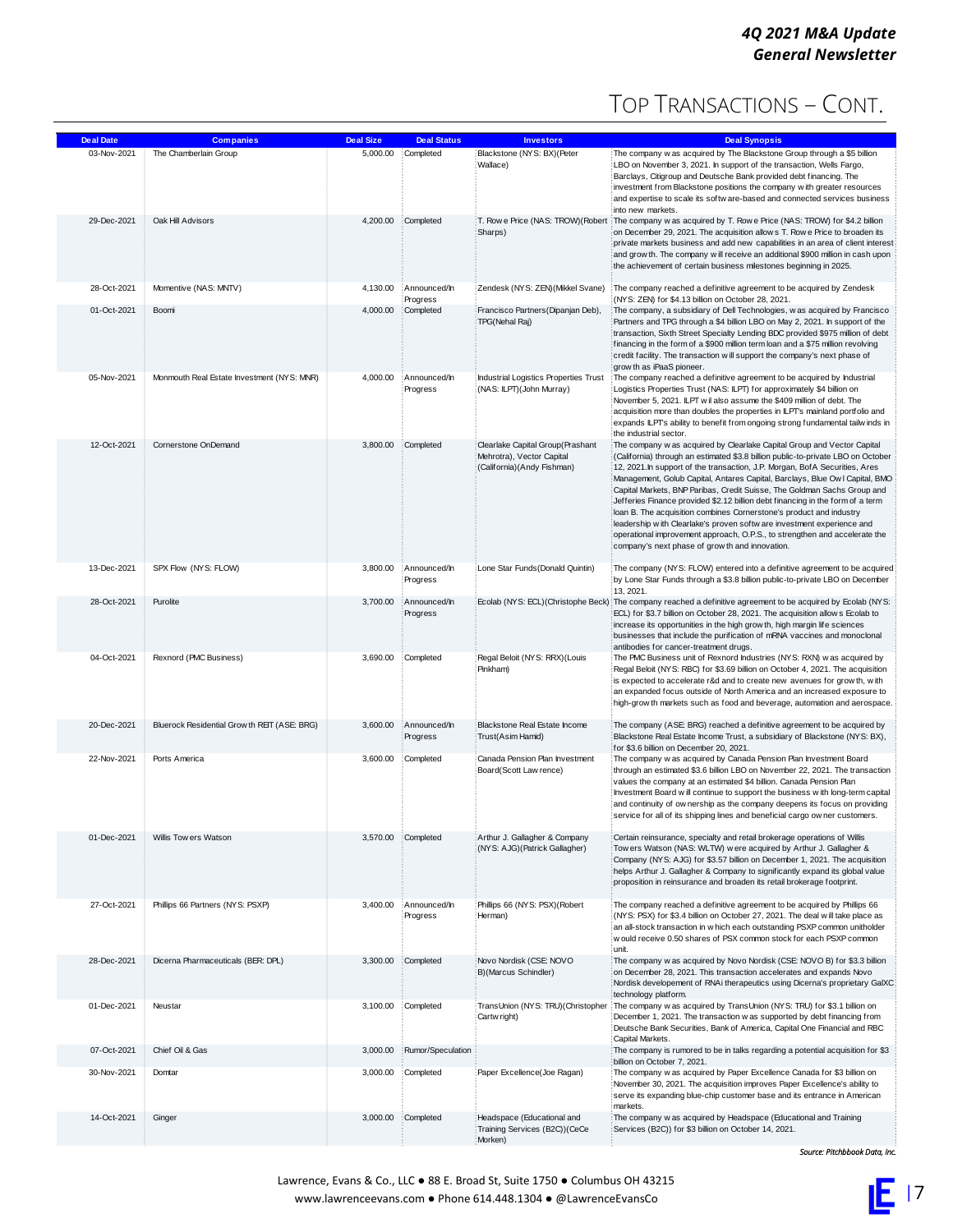# Top Transactions – Cont.

| Deal Date | Companies | Deal Size | Deal Status | Investors | Deal Synopsis |
|---|---|---|---|---|---|
| 03-Nov-2021 | The Chamberlain Group | 5,000.00 | Completed | Blackstone (NYS: BX)(Peter Wallace) | The company was acquired by The Blackstone Group through a $5 billion LBO on November 3, 2021. In support of the transaction, Wells Fargo, Barclays, Citigroup and Deutsche Bank provided debt financing. The investment from Blackstone positions the company with greater resources and expertise to scale its software-based and connected services business into new markets. |
| 29-Dec-2021 | Oak Hill Advisors | 4,200.00 | Completed | T. Rowe Price (NAS: TROW)(Robert Sharps) | The company was acquired by T. Rowe Price (NAS: TROW) for $4.2 billion on December 29, 2021. The acquisition allows T. Rowe Price to broaden its private markets business and add new capabilities in an area of client interest and growth. The company will receive an additional $900 million in cash upon the achievement of certain business milestones beginning in 2025. |
| 28-Oct-2021 | Momentive (NAS: MNTV) | 4,130.00 | Announced/In Progress | Zendesk (NYS: ZEN)(Mikkel Svane) | The company reached a definitive agreement to be acquired by Zendesk (NYS: ZEN) for $4.13 billion on October 28, 2021. |
| 01-Oct-2021 | Boomi | 4,000.00 | Completed | Francisco Partners(Dipanjan Deb), TPG(Nehal Raj) | The company, a subsidiary of Dell Technologies, was acquired by Francisco Partners and TPG through a $4 billion LBO on May 2, 2021. In support of the transaction, Sixth Street Specialty Lending BDC provided $975 million of debt financing in the form of a $900 million term loan and a $75 million revolving credit facility. The transaction will support the company's next phase of growth as iPaaS pioneer. |
| 05-Nov-2021 | Monmouth Real Estate Investment (NYS: MNR) | 4,000.00 | Announced/In Progress | Industrial Logistics Properties Trust (NAS: ILPT)(John Murray) | The company reached a definitive agreement to be acquired by Industrial Logistics Properties Trust (NAS: ILPT) for approximately $4 billion on November 5, 2021. ILPT will also assume the $409 million of debt. The acquisition more than doubles the properties in ILPT's mainland portfolio and expands ILPT's ability to benefit from ongoing strong fundamental tailwinds in the industrial sector. |
| 12-Oct-2021 | Cornerstone OnDemand | 3,800.00 | Completed | Clearlake Capital Group(Prashant Mehrotra), Vector Capital (California)(Andy Fishman) | The company was acquired by Clearlake Capital Group and Vector Capital (California) through an estimated $3.8 billion public-to-private LBO on October 12, 2021.In support of the transaction, J.P. Morgan, BofA Securities, Ares Management, Golub Capital, Antares Capital, Barclays, Blue Owl Capital, BMO Capital Markets, BNP Paribas, Credit Suisse, The Goldman Sachs Group and Jefferies Finance provided $2.12 billion debt financing in the form of a term loan B. The acquisition combines Cornerstone's product and industry leadership with Clearlake's proven software investment experience and operational improvement approach, O.P.S., to strengthen and accelerate the company's next phase of growth and innovation. |
| 13-Dec-2021 | SPX Flow (NYS: FLOW) | 3,800.00 | Announced/In Progress | Lone Star Funds(Donald Quintin) | The company (NYS: FLOW) entered into a definitive agreement to be acquired by Lone Star Funds through a $3.8 billion public-to-private LBO on December 13, 2021. |
| 28-Oct-2021 | Purolite | 3,700.00 | Announced/In Progress | Ecolab (NYS: ECL)(Christophe Beck) | The company reached a definitive agreement to be acquired by Ecolab (NYS: ECL) for $3.7 billion on October 28, 2021. The acquisition allows Ecolab to increase its opportunities in the high growth, high margin life sciences businesses that include the purification of mRNA vaccines and monoclonal antibodies for cancer-treatment drugs. |
| 04-Oct-2021 | Rexnord (PMC Business) | 3,690.00 | Completed | Regal Beloit (NYS: RRX)(Louis Pinkham) | The PMC Business unit of Rexnord Industries (NYS: RXN) was acquired by Regal Beloit (NYS: RBC) for $3.69 billion on October 4, 2021. The acquisition is expected to accelerate r&d and to create new avenues for growth, with an expanded focus outside of North America and an increased exposure to high-growth markets such as food and beverage, automation and aerospace. |
| 20-Dec-2021 | Bluerock Residential Growth REIT (ASE: BRG) | 3,600.00 | Announced/In Progress | Blackstone Real Estate Income Trust(Asim Hamid) | The company (ASE: BRG) reached a definitive agreement to be acquired by Blackstone Real Estate Income Trust, a subsidiary of Blackstone (NYS: BX), for $3.6 billion on December 20, 2021. |
| 22-Nov-2021 | Ports America | 3,600.00 | Completed | Canada Pension Plan Investment Board(Scott Lawrence) | The company was acquired by Canada Pension Plan Investment Board through an estimated $3.6 billion LBO on November 22, 2021. The transaction values the company at an estimated $4 billion. Canada Pension Plan Investment Board will continue to support the business with long-term capital and continuity of ownership as the company deepens its focus on providing service for all of its shipping lines and beneficial cargo owner customers. |
| 01-Dec-2021 | Willis Towers Watson | 3,570.00 | Completed | Arthur J. Gallagher & Company (NYS: AJG)(Patrick Gallagher) | Certain reinsurance, specialty and retail brokerage operations of Willis Towers Watson (NAS: WLTW) were acquired by Arthur J. Gallagher & Company (NYS: AJG) for $3.57 billion on December 1, 2021. The acquisition helps Arthur J. Gallagher & Company to significantly expand its global value proposition in reinsurance and broaden its retail brokerage footprint. |
| 27-Oct-2021 | Phillips 66 Partners (NYS: PSXP) | 3,400.00 | Announced/In Progress | Phillips 66 (NYS: PSX)(Robert Herman) | The company reached a definitive agreement to be acquired by Phillips 66 (NYS: PSX) for $3.4 billion on October 27, 2021. The deal will take place as an all-stock transaction in which each outstanding PSXP common unitholder would receive 0.50 shares of PSX common stock for each PSXP common unit. |
| 28-Dec-2021 | Dicerna Pharmaceuticals (BER: DPL) | 3,300.00 | Completed | Novo Nordisk (CSE: NOVO B)(Marcus Schindler) | The company was acquired by Novo Nordisk (CSE: NOVO B) for $3.3 billion on December 28, 2021. This transaction accelerates and expands Novo Nordisk developement of RNAi therapeutics using Dicerna's proprietary GalXC technology platform. |
| 01-Dec-2021 | Neustar | 3,100.00 | Completed | TransUnion (NYS: TRU)(Christopher Cartwright) | The company was acquired by TransUnion (NYS: TRU) for $3.1 billion on December 1, 2021. The transaction was supported by debt financing from Deutsche Bank Securities, Bank of America, Capital One Financial and RBC Capital Markets. |
| 07-Oct-2021 | Chief Oil & Gas | 3,000.00 | Rumor/Speculation | | The company is rumored to be in talks regarding a potential acquisition for $3 billion on October 7, 2021. |
| 30-Nov-2021 | Domtar | 3,000.00 | Completed | Paper Excellence(Joe Ragan) | The company was acquired by Paper Excellence Canada for $3 billion on November 30, 2021. The acquisition improves Paper Excellence's ability to serve its expanding blue-chip customer base and its entrance in American markets. |
| 14-Oct-2021 | Ginger | 3,000.00 | Completed | Headspace (Educational and Training Services (B2C))(CeCe Morken) | The company was acquired by Headspace (Educational and Training Services (B2C)) for $3 billion on October 14, 2021. |

*Source: Pitchbook Data, Inc.*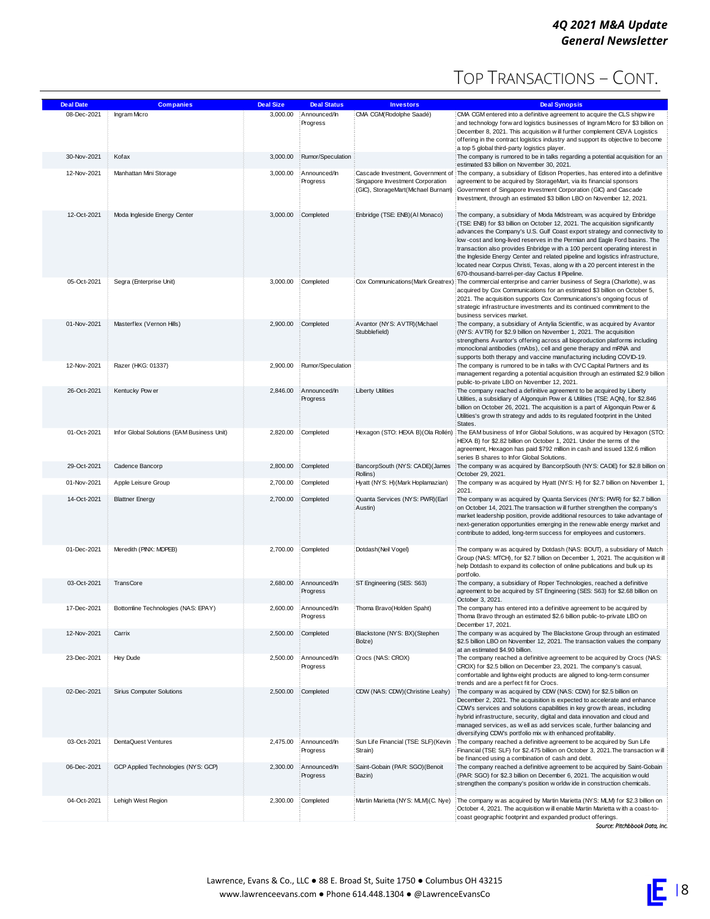# Top Transactions – Cont.

| Deal Date | Companies | Deal Size | Deal Status | Investors | Deal Synopsis |
|---|---|---|---|---|---|
| 08-Dec-2021 | Ingram Micro | 3,000.00 | Announced/In Progress | CMA CGM(Rodolphe Saadé) | CMA CGM entered into a definitive agreement to acquire the CLS shipwire and technology forward logistics businesses of Ingram Micro for $3 billion on December 8, 2021. This acquisition will further complement CEVA Logistics offering in the contract logistics industry and support its objective to become a top 5 global third-party logistics player. |
| 30-Nov-2021 | Kofax | 3,000.00 | Rumor/Speculation | | The company is rumored to be in talks regarding a potential acquisition for an estimated $3 billion on November 30, 2021. |
| 12-Nov-2021 | Manhattan Mini Storage | 3,000.00 | Announced/In Progress | Cascade Investment, Government of Singapore Investment Corporation (GIC), StorageMart(Michael Burnam) | The company, a subsidiary of Edison Properties, has entered into a definitive agreement to be acquired by StorageMart, via its financial sponsors Government of Singapore Investment Corporation (GIC) and Cascade Investment, through an estimated $3 billion LBO on November 12, 2021. |
| 12-Oct-2021 | Moda Ingleside Energy Center | 3,000.00 | Completed | Enbridge (TSE: ENB)(Al Monaco) | The company, a subsidiary of Moda Midstream, was acquired by Enbridge (TSE: ENB) for $3 billion on October 12, 2021. The acquisition significantly advances the Company's U.S. Gulf Coast export strategy and connectivity to low-cost and long-lived reserves in the Permian and Eagle Ford basins. The transaction also provides Enbridge with a 100 percent operating interest in the Ingleside Energy Center and related pipeline and logistics infrastructure, located near Corpus Christi, Texas, along with a 20 percent interest in the 670-thousand-barrel-per-day Cactus II Pipeline. |
| 05-Oct-2021 | Segra (Enterprise Unit) | 3,000.00 | Completed | Cox Communications(Mark Greatrex) | The commercial enterprise and carrier business of Segra (Charlotte), was acquired by Cox Communications for an estimated $3 billion on October 5, 2021. The acquisition supports Cox Communications's ongoing focus of strategic infrastructure investments and its continued commitment to the business services market. |
| 01-Nov-2021 | Masterflex (Vernon Hills) | 2,900.00 | Completed | Avantor (NYS: AVTR)(Michael Stubblefield) | The company, a subsidiary of Antylia Scientific, was acquired by Avantor (NYS: AVTR) for $2.9 billion on November 1, 2021. The acquisition strengthens Avantor's offering across all bioproduction platforms including monoclonal antibodies (mAbs), cell and gene therapy and mRNA and supports both therapy and vaccine manufacturing including COVID-19. |
| 12-Nov-2021 | Razer (HKG: 01337) | 2,900.00 | Rumor/Speculation | | The company is rumored to be in talks with CVC Capital Partners and its management regarding a potential acquisition through an estimated $2.9 billion public-to-private LBO on November 12, 2021. |
| 26-Oct-2021 | Kentucky Power | 2,846.00 | Announced/In Progress | Liberty Utilities | The company reached a definitive agreement to be acquired by Liberty Utilities, a subsidiary of Algonquin Power & Utilities (TSE: AQN), for $2.846 billion on October 26, 2021. The acquisition is a part of Algonquin Power & Utilities's growth strategy and adds to its regulated footprint in the United States. |
| 01-Oct-2021 | Infor Global Solutions (EAM Business Unit) | 2,820.00 | Completed | Hexagon (STO: HEXA B)(Ola Rollén) | The EAM business of Infor Global Solutions, was acquired by Hexagon (STO: HEXA B) for $2.82 billion on October 1, 2021. Under the terms of the agreement, Hexagon has paid $792 million in cash and issued 132.6 million series B shares to Infor Global Solutions. |
| 29-Oct-2021 | Cadence Bancorp | 2,800.00 | Completed | BancorpSouth (NYS: CADE)(James Rollins) | The company was acquired by BancorpSouth (NYS: CADE) for $2.8 billion on October 29, 2021. |
| 01-Nov-2021 | Apple Leisure Group | 2,700.00 | Completed | Hyatt (NYS: H)(Mark Hoplamazian) | The company was acquired by Hyatt (NYS: H) for $2.7 billion on November 1, 2021. |
| 14-Oct-2021 | Blattner Energy | 2,700.00 | Completed | Quanta Services (NYS: PWR)(Earl Austin) | The company was acquired by Quanta Services (NYS: PWR) for $2.7 billion on October 14, 2021.The transaction will further strengthen the company's market leadership position, provide additional resources to take advantage of next-generation opportunities emerging in the renewable energy market and contribute to added, long-term success for employees and customers. |
| 01-Dec-2021 | Meredith (PINX: MDPEB) | 2,700.00 | Completed | Dotdash(Neil Vogel) | The company was acquired by Dotdash (NAS: BOUT), a subsidiary of Match Group (NAS: MTCH), for $2.7 billion on December 1, 2021. The acquisition will help Dotdash to expand its collection of online publications and bulk up its portfolio. |
| 03-Oct-2021 | TransCore | 2,680.00 | Announced/In Progress | ST Engineering (SES: S63) | The company, a subsidiary of Roper Technologies, reached a definitive agreement to be acquired by ST Engineering (SES: S63) for $2.68 billion on October 3, 2021. |
| 17-Dec-2021 | Bottomline Technologies (NAS: EPAY) | 2,600.00 | Announced/In Progress | Thoma Bravo(Holden Spaht) | The company has entered into a definitive agreement to be acquired by Thoma Bravo through an estimated $2.6 billion public-to-private LBO on December 17, 2021. |
| 12-Nov-2021 | Carrix | 2,500.00 | Completed | Blackstone (NYS: BX)(Stephen Bolze) | The company was acquired by The Blackstone Group through an estimated $2.5 billion LBO on November 12, 2021. The transaction values the company at an estimated $4.90 billion. |
| 23-Dec-2021 | Hey Dude | 2,500.00 | Announced/In Progress | Crocs (NAS: CROX) | The company reached a definitive agreement to be acquired by Crocs (NAS: CROX) for $2.5 billion on December 23, 2021. The company's casual, comfortable and lightweight products are aligned to long-term consumer trends and are a perfect fit for Crocs. |
| 02-Dec-2021 | Sirius Computer Solutions | 2,500.00 | Completed | CDW (NAS: CDW)(Christine Leahy) | The company was acquired by CDW (NAS: CDW) for $2.5 billion on December 2, 2021. The acquisition is expected to accelerate and enhance CDW's services and solutions capabilities in key growth areas, including hybrid infrastructure, security, digital and data innovation and cloud and managed services, as well as add services scale, further balancing and diversifying CDW's portfolio mix with enhanced profitability. |
| 03-Oct-2021 | DentaQuest Ventures | 2,475.00 | Announced/In Progress | Sun Life Financial (TSE: SLF)(Kevin Strain) | The company reached a definitive agreement to be acquired by Sun Life Financial (TSE: SLF) for $2.475 billion on October 3, 2021.The transaction will be financed using a combination of cash and debt. |
| 06-Dec-2021 | GCP Applied Technologies (NYS: GCP) | 2,300.00 | Announced/In Progress | Saint-Gobain (PAR: SGO)(Benoit Bazin) | The company reached a definitive agreement to be acquired by Saint-Gobain (PAR: SGO) for $2.3 billion on December 6, 2021. The acquisition would strengthen the company's position worldwide in construction chemicals. |
| 04-Oct-2021 | Lehigh West Region | 2,300.00 | Completed | Martin Marietta (NYS: MLM)(C. Nye) | The company was acquired by Martin Marietta (NYS: MLM) for $2.3 billion on October 4, 2021. The acquisition will enable Martin Marietta with a coast-to-coast geographic footprint and expanded product offerings. |

*Source: Pitchbook Data, Inc.*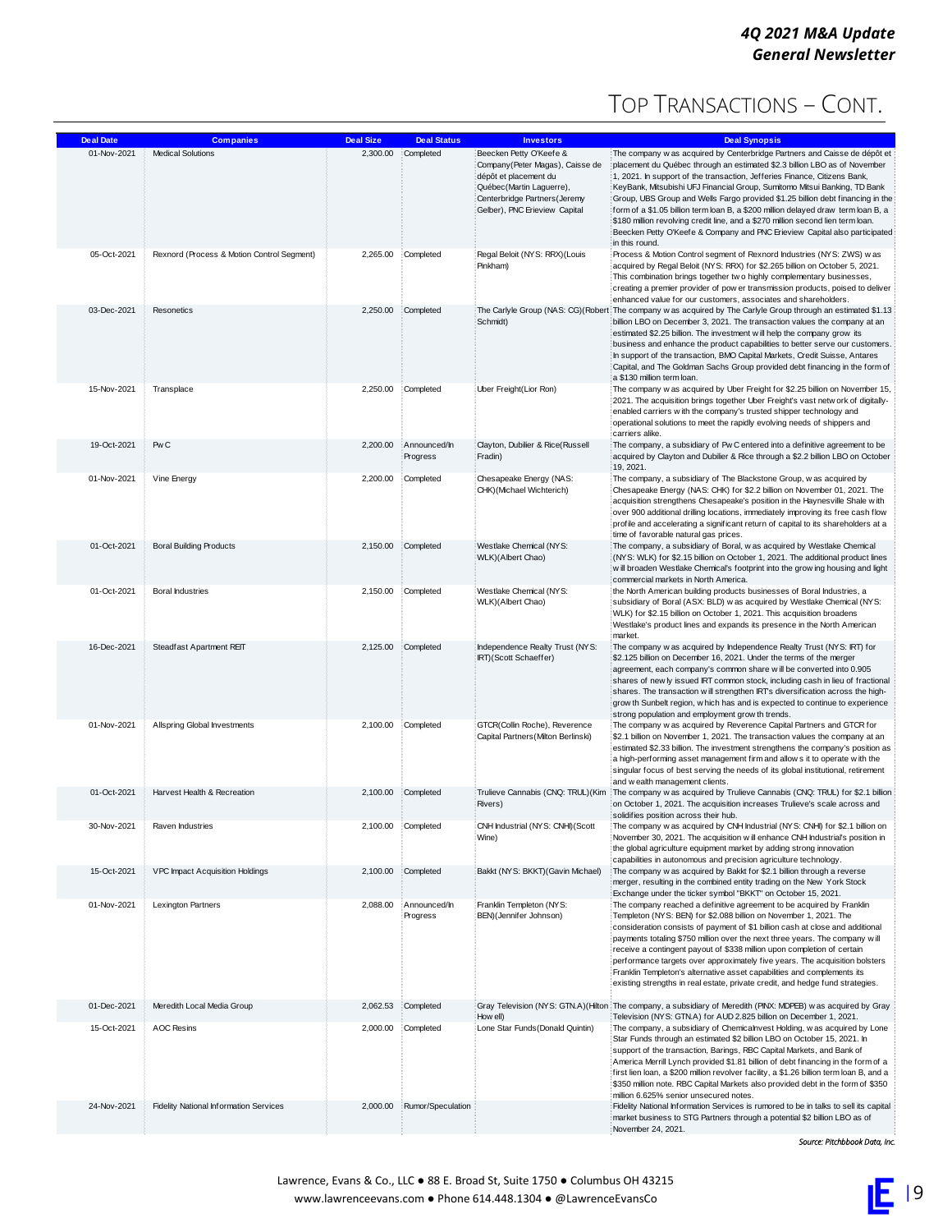# Top Transactions – Cont.

| Deal Date | Companies | Deal Size | Deal Status | Investors | Deal Synopsis |
|---|---|---|---|---|---|
| 01-Nov-2021 | Medical Solutions | 2,300.00 | Completed | Beecken Petty O'Keefe & Company(Peter Magas), Caisse de dépôt et placement du Québec(Martin Laguerre), Centerbridge Partners(Jeremy Gelber), PNC Erieview Capital | The company was acquired by Centerbridge Partners and Caisse de dépôt et placement du Québec through an estimated $2.3 billion LBO as of November 1, 2021. In support of the transaction, Jefferies Finance, Citizens Bank, KeyBank, Mitsubishi UFJ Financial Group, Sumitomo Mitsui Banking, TD Bank Group, UBS Group and Wells Fargo provided $1.25 billion debt financing in the form of a $1.05 billion term loan B, a $200 million delayed draw term loan B, a $180 million revolving credit line, and a $270 million second lien term loan. Beecken Petty O'Keefe & Company and PNC Erieview Capital also participated in this round. |
| 05-Oct-2021 | Rexnord (Process & Motion Control Segment) | 2,265.00 | Completed | Regal Beloit (NYS: RRX)(Louis Pinkham) | Process & Motion Control segment of Rexnord Industries (NYS: ZWS) was acquired by Regal Beloit (NYS: RRX) for $2.265 billion on October 5, 2021. This combination brings together two highly complementary businesses, creating a premier provider of power transmission products, poised to deliver enhanced value for our customers, associates and shareholders. |
| 03-Dec-2021 | Resonetics | 2,250.00 | Completed | The Carlyle Group (NAS: CG)(Robert Schmidt) | The company was acquired by The Carlyle Group through an estimated $1.13 billion LBO on December 3, 2021. The transaction values the company at an estimated $2.25 billion. The investment will help the company grow its business and enhance the product capabilities to better serve our customers. In support of the transaction, BMO Capital Markets, Credit Suisse, Antares Capital, and The Goldman Sachs Group provided debt financing in the form of a $130 million term loan. |
| 15-Nov-2021 | Transplace | 2,250.00 | Completed | Uber Freight(Lior Ron) | The company was acquired by Uber Freight for $2.25 billion on November 15, 2021. The acquisition brings together Uber Freight's vast network of digitally-enabled carriers with the company's trusted shipper technology and operational solutions to meet the rapidly evolving needs of shippers and carriers alike. |
| 19-Oct-2021 | PwC | 2,200.00 | Announced/In Progress | Clayton, Dubilier & Rice(Russell Fradin) | The company, a subsidiary of PwC entered into a definitive agreement to be acquired by Clayton and Dubilier & Rice through a $2.2 billion LBO on October 19, 2021. |
| 01-Nov-2021 | Vine Energy | 2,200.00 | Completed | Chesapeake Energy (NAS: CHK)(Michael Wichterich) | The company, a subsidiary of The Blackstone Group, was acquired by Chesapeake Energy (NAS: CHK) for $2.2 billion on November 01, 2021. The acquisition strengthens Chesapeake's position in the Haynesville Shale with over 900 additional drilling locations, immediately improving its free cash flow profile and accelerating a significant return of capital to its shareholders at a time of favorable natural gas prices. |
| 01-Oct-2021 | Boral Building Products | 2,150.00 | Completed | Westlake Chemical (NYS: WLK)(Albert Chao) | The company, a subsidiary of Boral, was acquired by Westlake Chemical (NYS: WLK) for $2.15 billion on October 1, 2021. The additional product lines will broaden Westlake Chemical's footprint into the growing housing and light commercial markets in North America. |
| 01-Oct-2021 | Boral Industries | 2,150.00 | Completed | Westlake Chemical (NYS: WLK)(Albert Chao) | the North American building products businesses of Boral Industries, a subsidiary of Boral (ASX: BLD) was acquired by Westlake Chemical (NYS: WLK) for $2.15 billion on October 1, 2021. This acquisition broadens Westlake's product lines and expands its presence in the North American market. |
| 16-Dec-2021 | Steadfast Apartment REIT | 2,125.00 | Completed | Independence Realty Trust (NYS: IRT)(Scott Schaeffer) | The company was acquired by Independence Realty Trust (NYS: IRT) for $2.125 billion on December 16, 2021. Under the terms of the merger agreement, each company's common share will be converted into 0.905 shares of newly issued IRT common stock, including cash in lieu of fractional shares. The transaction will strengthen IRT's diversification across the high-growth Sunbelt region, which has and is expected to continue to experience strong population and employment growth trends. |
| 01-Nov-2021 | Allspring Global Investments | 2,100.00 | Completed | GTCR(Collin Roche), Reverence Capital Partners(Milton Berlinski) | The company was acquired by Reverence Capital Partners and GTCR for $2.1 billion on November 1, 2021. The transaction values the company at an estimated $2.33 billion. The investment strengthens the company's position as a high-performing asset management firm and allows it to operate with the singular focus of best serving the needs of its global institutional, retirement and wealth management clients. |
| 01-Oct-2021 | Harvest Health & Recreation | 2,100.00 | Completed | Trulieve Cannabis (CNQ: TRUL)(Kim Rivers) | The company was acquired by Trulieve Cannabis (CNQ: TRUL) for $2.1 billion on October 1, 2021. The acquisition increases Trulieve's scale across and solidifies position across their hub. |
| 30-Nov-2021 | Raven Industries | 2,100.00 | Completed | CNH Industrial (NYS: CNHI)(Scott Wine) | The company was acquired by CNH Industrial (NYS: CNHI) for $2.1 billion on November 30, 2021. The acquisition will enhance CNH Industrial's position in the global agriculture equipment market by adding strong innovation capabilities in autonomous and precision agriculture technology. |
| 15-Oct-2021 | VPC Impact Acquisition Holdings | 2,100.00 | Completed | Bakkt (NYS: BKKT)(Gavin Michael) | The company was acquired by Bakkt for $2.1 billion through a reverse merger, resulting in the combined entity trading on the New York Stock Exchange under the ticker symbol "BKKT" on October 15, 2021. |
| 01-Nov-2021 | Lexington Partners | 2,088.00 | Announced/In Progress | Franklin Templeton (NYS: BEN)(Jennifer Johnson) | The company reached a definitive agreement to be acquired by Franklin Templeton (NYS: BEN) for $2.088 billion on November 1, 2021. The consideration consists of payment of $1 billion cash at close and additional payments totaling $750 million over the next three years. The company will receive a contingent payout of $338 million upon completion of certain performance targets over approximately five years. The acquisition bolsters Franklin Templeton's alternative asset capabilities and complements its existing strengths in real estate, private credit, and hedge fund strategies. |
| 01-Dec-2021 | Meredith Local Media Group | 2,062.53 | Completed | Gray Television (NYS: GTN.A)(Hilton Howell) | The company, a subsidiary of Meredith (PINX: MDPEB) was acquired by Gray Television (NYS: GTN.A) for AUD 2.825 billion on December 1, 2021. |
| 15-Oct-2021 | AOC Resins | 2,000.00 | Completed | Lone Star Funds(Donald Quintin) | The company, a subsidiary of ChemicalInvest Holding, was acquired by Lone Star Funds through an estimated $2 billion LBO on October 15, 2021. In support of the transaction, Barings, RBC Capital Markets, and Bank of America Merrill Lynch provided $1.81 billion of debt financing in the form of a first lien loan, a $200 million revolver facility, a $1.26 billion term loan B, and a $350 million note. RBC Capital Markets also provided debt in the form of $350 million 6.625% senior unsecured notes. |
| 24-Nov-2021 | Fidelity National Information Services | 2,000.00 | Rumor/Speculation | | Fidelity National Information Services is rumored to be in talks to sell its capital market business to STG Partners through a potential $2 billion LBO as of November 24, 2021. |

*Source: Pitchbook Data, Inc.*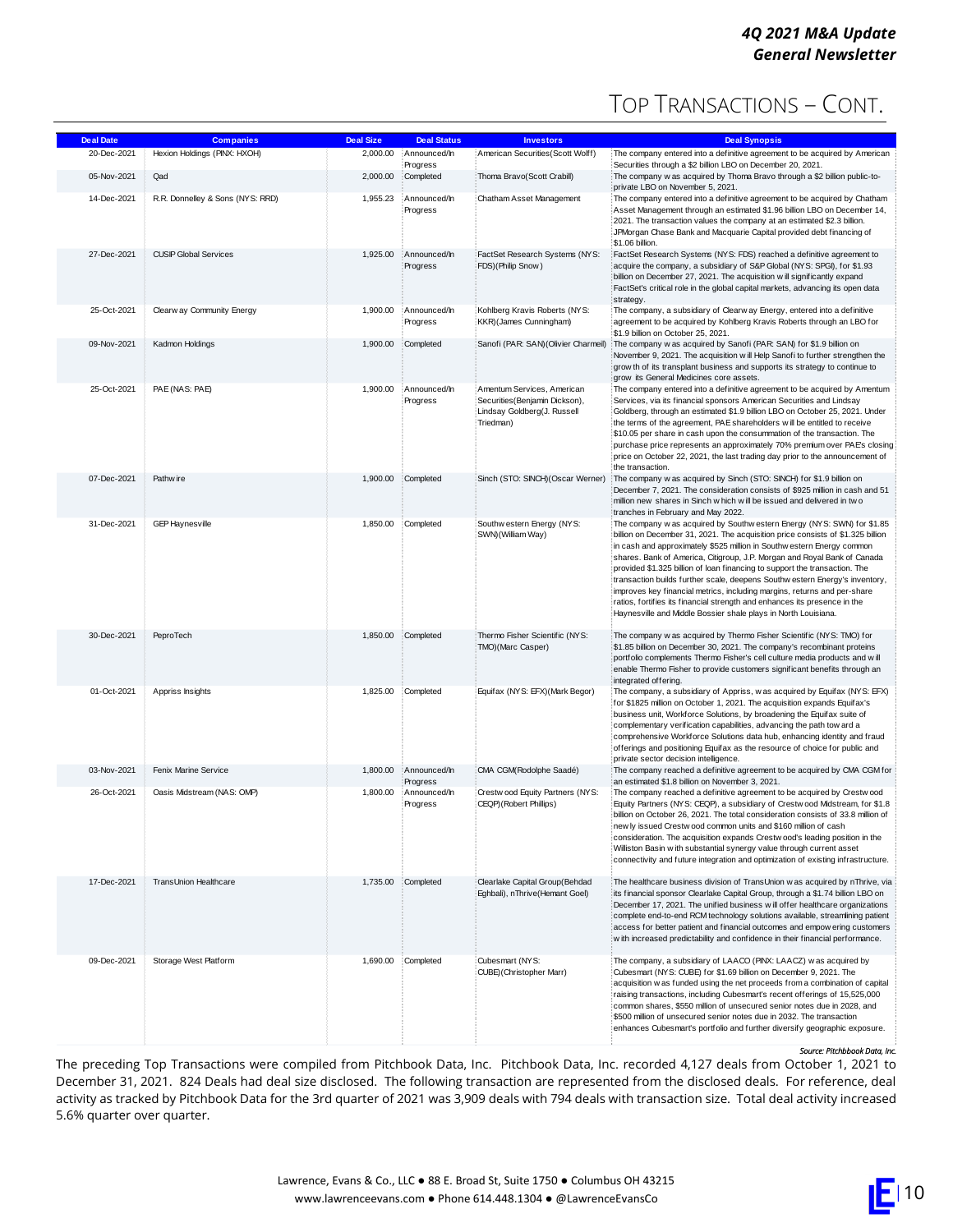# TOP TRANSACTIONS – CONT.

| Deal Date | Companies | Deal Size | Deal Status | Investors | Deal Synopsis |
|---|---|---|---|---|---|
| 20-Dec-2021 | Hexion Holdings (PINX: HXOH) | 2,000.00 | Announced/In Progress | American Securities(Scott Wolff) | The company entered into a definitive agreement to be acquired by American Securities through a $2 billion LBO on December 20, 2021. |
| 05-Nov-2021 | Qad | 2,000.00 | Completed | Thoma Bravo(Scott Crabill) | The company was acquired by Thoma Bravo through a $2 billion public-to-private LBO on November 5, 2021. |
| 14-Dec-2021 | R.R. Donnelley & Sons (NYS: RRD) | 1,955.23 | Announced/In Progress | Chatham Asset Management | The company entered into a definitive agreement to be acquired by Chatham Asset Management through an estimated $1.96 billion LBO on December 14, 2021. The transaction values the company at an estimated $2.3 billion. JPMorgan Chase Bank and Macquarie Capital provided debt financing of $1.06 billion. |
| 27-Dec-2021 | CUSIP Global Services | 1,925.00 | Announced/In Progress | FactSet Research Systems (NYS: FDS)(Philip Snow) | FactSet Research Systems (NYS: FDS) reached a definitive agreement to acquire the company, a subsidiary of S&P Global (NYS: SPGI), for $1.93 billion on December 27, 2021. The acquisition will significantly expand FactSet's critical role in the global capital markets, advancing its open data strategy. |
| 25-Oct-2021 | Clearway Community Energy | 1,900.00 | Announced/In Progress | Kohlberg Kravis Roberts (NYS: KKR)(James Cunningham) | The company, a subsidiary of Clearway Energy, entered into a definitive agreement to be acquired by Kohlberg Kravis Roberts through an LBO for $1.9 billion on October 25, 2021. |
| 09-Nov-2021 | Kadmon Holdings | 1,900.00 | Completed | Sanofi (PAR: SAN)(Olivier Charmeil) | The company was acquired by Sanofi (PAR: SAN) for $1.9 billion on November 9, 2021. The acquisition will Help Sanofi to further strengthen the growth of its transplant business and supports its strategy to continue to grow its General Medicines core assets. |
| 25-Oct-2021 | PAE (NAS: PAE) | 1,900.00 | Announced/In Progress | Amentum Services, American Securities(Benjamin Dickson), Lindsay Goldberg(J. Russell Triedman) | The company entered into a definitive agreement to be acquired by Amentum Services, via its financial sponsors American Securities and Lindsay Goldberg, through an estimated $1.9 billion LBO on October 25, 2021. Under the terms of the agreement, PAE shareholders will be entitled to receive $10.05 per share in cash upon the consummation of the transaction. The purchase price represents an approximately 70% premium over PAE's closing price on October 22, 2021, the last trading day prior to the announcement of the transaction. |
| 07-Dec-2021 | Pathwire | 1,900.00 | Completed | Sinch (STO: SINCH)(Oscar Werner) | The company was acquired by Sinch (STO: SINCH) for $1.9 billion on December 7, 2021. The consideration consists of $925 million in cash and 51 million new shares in Sinch which will be issued and delivered in two tranches in February and May 2022. |
| 31-Dec-2021 | GEP Haynesville | 1,850.00 | Completed | Southwestern Energy (NYS: SWN)(William Way) | The company was acquired by Southwestern Energy (NYS: SWN) for $1.85 billion on December 31, 2021. The acquisition price consists of $1.325 billion in cash and approximately $525 million in Southwestern Energy common shares. Bank of America, Citigroup, J.P. Morgan and Royal Bank of Canada provided $1.325 billion of loan financing to support the transaction. The transaction builds further scale, deepens Southwestern Energy's inventory, improves key financial metrics, including margins, returns and per-share ratios, fortifies its financial strength and enhances its presence in the Haynesville and Middle Bossier shale plays in North Louisiana. |
| 30-Dec-2021 | PeproTech | 1,850.00 | Completed | Thermo Fisher Scientific (NYS: TMO)(Marc Casper) | The company was acquired by Thermo Fisher Scientific (NYS: TMO) for $1.85 billion on December 30, 2021. The company's recombinant proteins portfolio complements Thermo Fisher's cell culture media products and will enable Thermo Fisher to provide customers significant benefits through an integrated offering. |
| 01-Oct-2021 | Appriss Insights | 1,825.00 | Completed | Equifax (NYS: EFX)(Mark Begor) | The company, a subsidiary of Appriss, was acquired by Equifax (NYS: EFX) for $1825 million on October 1, 2021. The acquisition expands Equifax's business unit, Workforce Solutions, by broadening the Equifax suite of complementary verification capabilities, advancing the path toward a comprehensive Workforce Solutions data hub, enhancing identity and fraud offerings and positioning Equifax as the resource of choice for public and private sector decision intelligence. |
| 03-Nov-2021 | Fenix Marine Service | 1,800.00 | Announced/In Progress | CMA CGM(Rodolphe Saadé) | The company reached a definitive agreement to be acquired by CMA CGM for an estimated $1.8 billion on November 3, 2021. |
| 26-Oct-2021 | Oasis Midstream (NAS: OMP) | 1,800.00 | Announced/In Progress | Crestwood Equity Partners (NYS: CEQP)(Robert Phillips) | The company reached a definitive agreement to be acquired by Crestwood Equity Partners (NYS: CEQP), a subsidiary of Crestwood Midstream, for $1.8 billion on October 26, 2021. The total consideration consists of 33.8 million of newly issued Crestwood common units and $160 million of cash consideration. The acquisition expands Crestwood's leading position in the Williston Basin with substantial synergy value through current asset connectivity and future integration and optimization of existing infrastructure. |
| 17-Dec-2021 | TransUnion Healthcare | 1,735.00 | Completed | Clearlake Capital Group(Behdad Eghbali), nThrive(Hemant Goel) | The healthcare business division of TransUnion was acquired by nThrive, via its financial sponsor Clearlake Capital Group, through a $1.74 billion LBO on December 17, 2021. The unified business will offer healthcare organizations complete end-to-end RCM technology solutions available, streamlining patient access for better patient and financial outcomes and empowering customers with increased predictability and confidence in their financial performance. |
| 09-Dec-2021 | Storage West Platform | 1,690.00 | Completed | Cubesmart (NYS: CUBE)(Christopher Marr) | The company, a subsidiary of LAACO (PINX: LAACZ) was acquired by Cubesmart (NYS: CUBE) for $1.69 billion on December 9, 2021. The acquisition was funded using the net proceeds from a combination of capital raising transactions, including Cubesmart's recent offerings of 15,525,000 common shares, $550 million of unsecured senior notes due in 2028, and $500 million of unsecured senior notes due in 2032. The transaction enhances Cubesmart's portfolio and further diversify geographic exposure. |

*Source: Pitchbook Data, Inc.*

The preceding Top Transactions were compiled from Pitchbook Data, Inc. Pitchbook Data, Inc. recorded 4,127 deals from October 1, 2021 to December 31, 2021. 824 Deals had deal size disclosed. The following transaction are represented from the disclosed deals. For reference, deal activity as tracked by Pitchbook Data for the 3rd quarter of 2021 was 3,909 deals with 794 deals with transaction size. Total deal activity increased 5.6% quarter over quarter.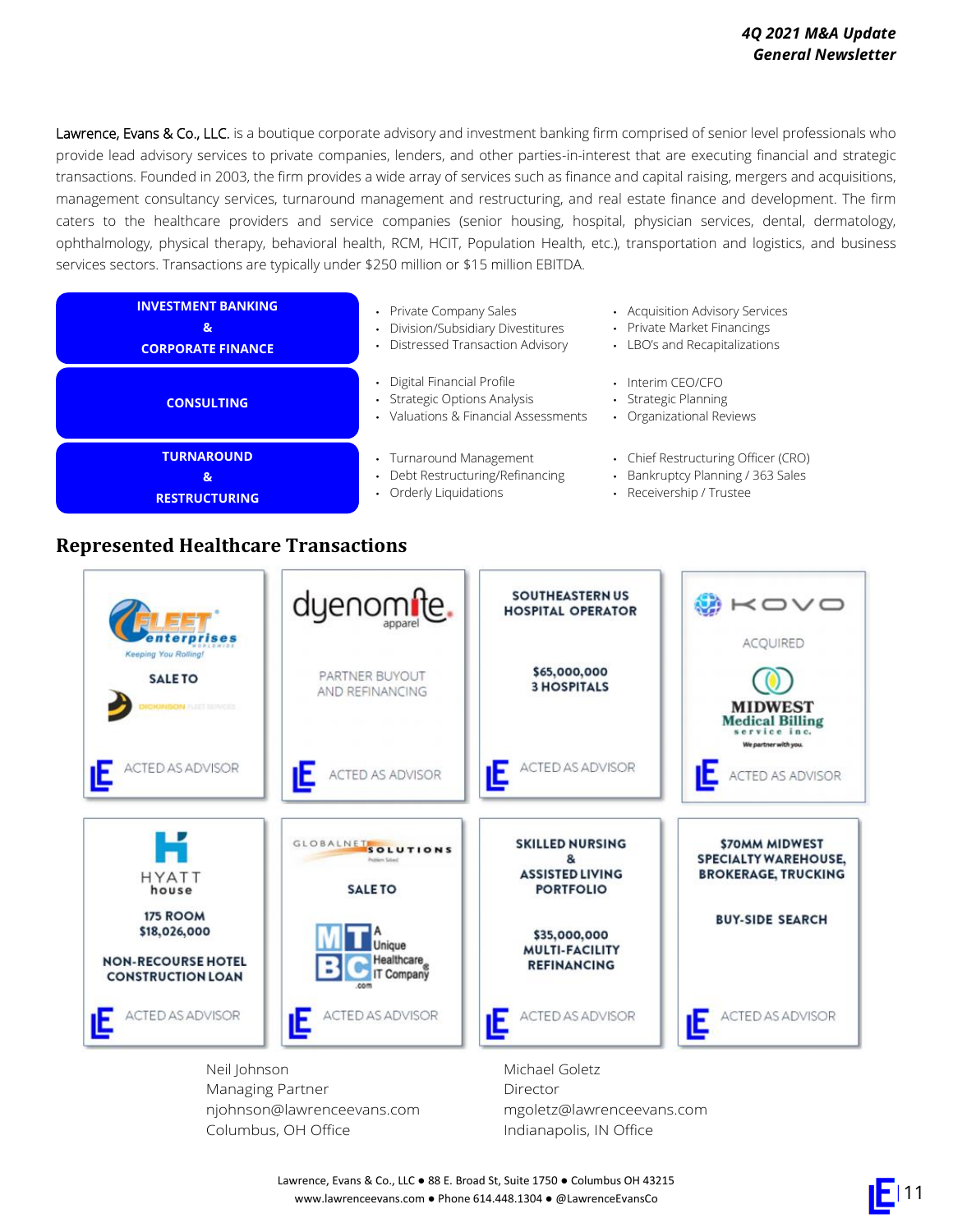Lawrence, Evans & Co., LLC. is a boutique corporate advisory and investment banking firm comprised of senior level professionals who provide lead advisory services to private companies, lenders, and other parties-in-interest that are executing financial and strategic transactions. Founded in 2003, the firm provides a wide array of services such as finance and capital raising, mergers and acquisitions, management consultancy services, turnaround management and restructuring, and real estate finance and development. The firm caters to the healthcare providers and service companies (senior housing, hospital, physician services, dental, dermatology, ophthalmology, physical therapy, behavioral health, RCM, HCIT, Population Health, etc.), transportation and logistics, and business services sectors. Transactions are typically under $250 million or $15 million EBITDA.

| | | |
|---|---|---|
| **INVESTMENT BANKING & CORPORATE FINANCE** | • Private Company Sales<br>• Division/Subsidiary Divestitures<br>• Distressed Transaction Advisory | • Acquisition Advisory Services<br>• Private Market Financings<br>• LBO's and Recapitalizations |
| **CONSULTING** | • Digital Financial Profile<br>• Strategic Options Analysis<br>• Valuations & Financial Assessments | • Interim CEO/CFO<br>• Strategic Planning<br>• Organizational Reviews |
| **TURNAROUND & RESTRUCTURING** | • Turnaround Management<br>• Debt Restructuring/Refinancing<br>• Orderly Liquidations | • Chief Restructuring Officer (CRO)<br>• Bankruptcy Planning / 363 Sales<br>• Receivership / Trustee |

## Represented Healthcare Transactions

| | | | |
|---|---|---|---|
| Fleet enterprises – Keeping You Rolling!<br>SALE TO<br>Dickinson Fleet Services<br>ACTED AS ADVISOR | dyenomite apparel<br>PARTNER BUYOUT AND REFINANCING<br>ACTED AS ADVISOR | SOUTHEASTERN US HOSPITAL OPERATOR<br>$65,000,000<br>3 HOSPITALS<br>ACTED AS ADVISOR | KOVO<br>ACQUIRED<br>MIDWEST Medical Billing service inc.<br>ACTED AS ADVISOR |
| HYATT house<br>175 ROOM<br>$18,026,000<br>NON-RECOURSE HOTEL CONSTRUCTION LOAN<br>ACTED AS ADVISOR | GLOBALNET SOLUTIONS<br>SALE TO<br>MTBC – A Unique Healthcare IT Company<br>ACTED AS ADVISOR | SKILLED NURSING & ASSISTED LIVING PORTFOLIO<br>$35,000,000<br>MULTI-FACILITY REFINANCING<br>ACTED AS ADVISOR | $70MM MIDWEST SPECIALTY WAREHOUSE, BROKERAGE, TRUCKING<br>BUY-SIDE SEARCH<br>ACTED AS ADVISOR |

Neil Johnson
Managing Partner
njohnson@lawrenceevans.com
Columbus, OH Office

Michael Goletz
Director
mgoletz@lawrenceevans.com
Indianapolis, IN Office

Lawrence, Evans & Co., LLC ● 88 E. Broad St, Suite 1750 ● Columbus OH 43215
www.lawrenceevans.com ● Phone 614.448.1304 ● @LawrenceEvansCo